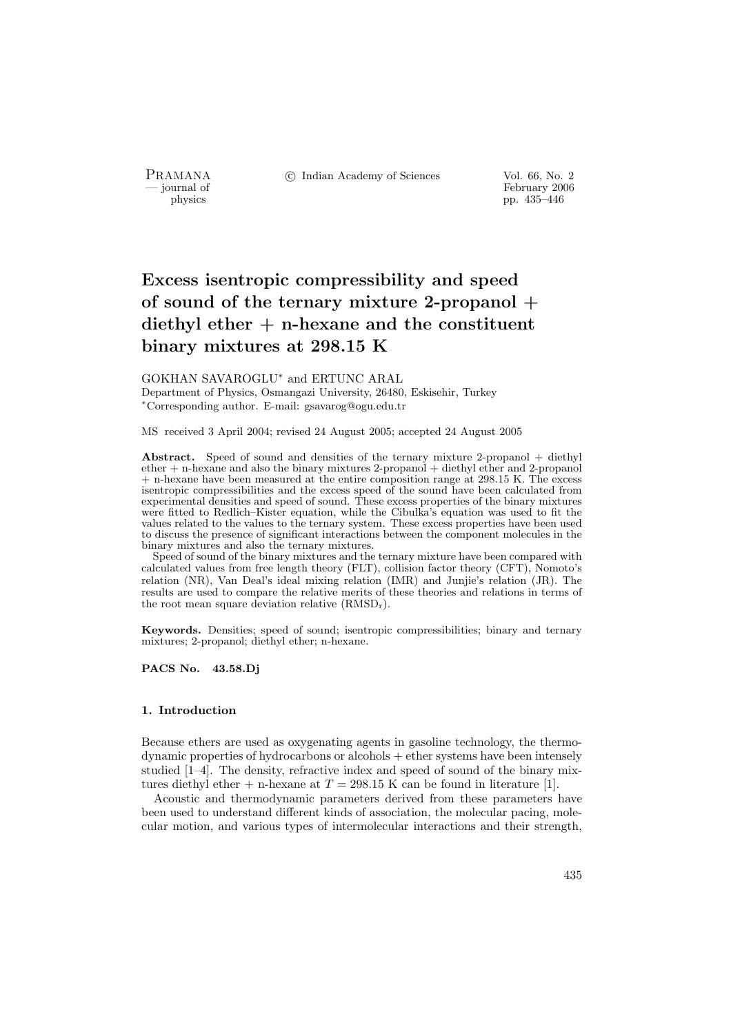# Excess isentropic compressibility and speed of sound of the ternary mixture 2-propanol + diethyl ether + n-hexane and the constituent binary mixtures at 298.15 K

GOKHAN SAVAROGLU* and ERTUNC ARAL

Department of Physics, Osmangazi University, 26480, Eskisehir, Turkey

*Corresponding author. E-mail: gsavarog@ogu.edu.tr

MS received 3 April 2004; revised 24 August 2005; accepted 24 August 2005

**Abstract.** Speed of sound and densities of the ternary mixture 2-propanol + diethyl ether + n-hexane and also the binary mixtures 2-propanol + diethyl ether and 2-propanol + n-hexane have been measured at the entire composition range at 298.15 K. The excess isentropic compressibilities and the excess speed of the sound have been calculated from experimental densities and speed of sound. These excess properties of the binary mixtures were fitted to Redlich–Kister equation, while the Cibulka's equation was used to fit the values related to the values to the ternary system. These excess properties have been used to discuss the presence of significant interactions between the component molecules in the binary mixtures and also the ternary mixtures.

Speed of sound of the binary mixtures and the ternary mixture have been compared with calculated values from free length theory (FLT), collision factor theory (CFT), Nomoto's relation (NR), Van Deal's ideal mixing relation (IMR) and Junjie's relation (JR). The results are used to compare the relative merits of these theories and relations in terms of the root mean square deviation relative ($\text{RMSD}_r$).

**Keywords.** Densities; speed of sound; isentropic compressibilities; binary and ternary mixtures; 2-propanol; diethyl ether; n-hexane.

**PACS No. 43.58.Dj**

## 1. Introduction

Because ethers are used as oxygenating agents in gasoline technology, the thermodynamic properties of hydrocarbons or alcohols + ether systems have been intensely studied [1–4]. The density, refractive index and speed of sound of the binary mixtures diethyl ether + n-hexane at $T = 298.15$ K can be found in literature [1].

Acoustic and thermodynamic parameters derived from these parameters have been used to understand different kinds of association, the molecular pacing, molecular motion, and various types of intermolecular interactions and their strength,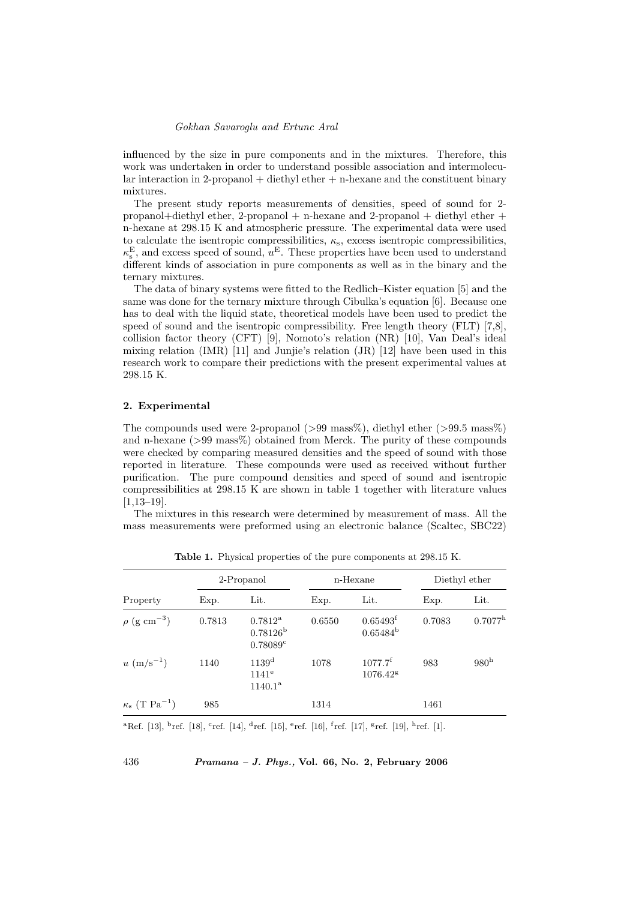influenced by the size in pure components and in the mixtures. Therefore, this work was undertaken in order to understand possible association and intermolecular interaction in 2-propanol + diethyl ether + n-hexane and the constituent binary mixtures.

The present study reports measurements of densities, speed of sound for 2-propanol+diethyl ether, 2-propanol + n-hexane and 2-propanol + diethyl ether + n-hexane at 298.15 K and atmospheric pressure. The experimental data were used to calculate the isentropic compressibilities, $\kappa_s$, excess isentropic compressibilities, $\kappa_s^E$, and excess speed of sound, $u^E$. These properties have been used to understand different kinds of association in pure components as well as in the binary and the ternary mixtures.

The data of binary systems were fitted to the Redlich–Kister equation [5] and the same was done for the ternary mixture through Cibulka's equation [6]. Because one has to deal with the liquid state, theoretical models have been used to predict the speed of sound and the isentropic compressibility. Free length theory (FLT) [7,8], collision factor theory (CFT) [9], Nomoto's relation (NR) [10], Van Deal's ideal mixing relation (IMR) [11] and Junjie's relation (JR) [12] have been used in this research work to compare their predictions with the present experimental values at 298.15 K.

## 2. Experimental

The compounds used were 2-propanol (>99 mass%), diethyl ether (>99.5 mass%) and n-hexane (>99 mass%) obtained from Merck. The purity of these compounds were checked by comparing measured densities and the speed of sound with those reported in literature. These compounds were used as received without further purification. The pure compound densities and speed of sound and isentropic compressibilities at 298.15 K are shown in table 1 together with literature values [1,13–19].

The mixtures in this research were determined by measurement of mass. All the mass measurements were preformed using an electronic balance (Scaltec, SBC22)

**Table 1.** Physical properties of the pure components at 298.15 K.

| | 2-Propanol | | n-Hexane | | Diethyl ether | |
|---|---|---|---|---|---|---|
| Property | Exp. | Lit. | Exp. | Lit. | Exp. | Lit. |
| $\rho$ (g cm$^{-3}$) | 0.7813 | 0.7812[a] 0.78126[b] 0.78089[c] | 0.6550 | 0.65493[f] 0.65484[b] | 0.7083 | 0.7077[h] |
| $u$ (m/s$^{-1}$) | 1140 | 1139[d] 1141[e] 1140.1[a] | 1078 | 1077.7[f] 1076.42[g] | 983 | 980[h] |
| $\kappa_s$ (T Pa$^{-1}$) | 985 | | 1314 | | 1461 | |

[a]Ref. [13], [b]ref. [18], [c]ref. [14], [d]ref. [15], [e]ref. [16], [f]ref. [17], [g]ref. [19], [h]ref. [1].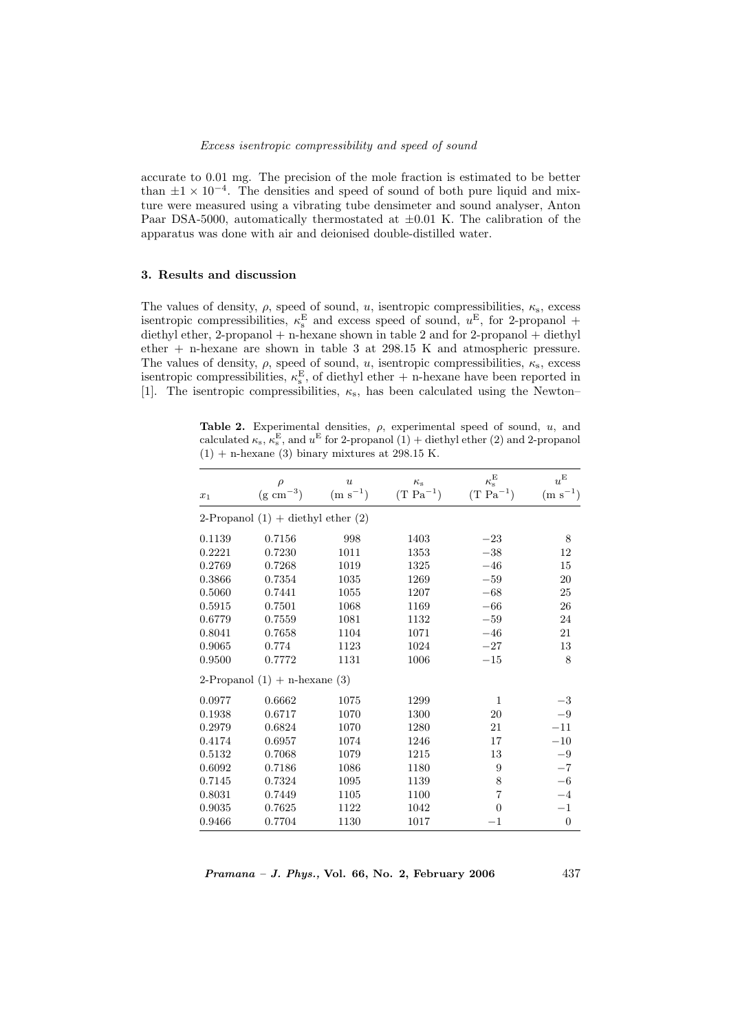accurate to 0.01 mg. The precision of the mole fraction is estimated to be better than $\pm 1 \times 10^{-4}$. The densities and speed of sound of both pure liquid and mixture were measured using a vibrating tube densimeter and sound analyser, Anton Paar DSA-5000, automatically thermostated at $\pm 0.01$ K. The calibration of the apparatus was done with air and deionised double-distilled water.

### 3. Results and discussion

The values of density, $\rho$, speed of sound, $u$, isentropic compressibilities, $\kappa_s$, excess isentropic compressibilities, $\kappa_s^E$ and excess speed of sound, $u^E$, for 2-propanol + diethyl ether, 2-propanol + n-hexane shown in table 2 and for 2-propanol + diethyl ether + n-hexane are shown in table 3 at 298.15 K and atmospheric pressure. The values of density, $\rho$, speed of sound, $u$, isentropic compressibilities, $\kappa_s$, excess isentropic compressibilities, $\kappa_s^E$, of diethyl ether + n-hexane have been reported in [1]. The isentropic compressibilities, $\kappa_s$, has been calculated using the Newton–

**Table 2.** Experimental densities, $\rho$, experimental speed of sound, $u$, and calculated $\kappa_s$, $\kappa_s^E$, and $u^E$ for 2-propanol (1) + diethyl ether (2) and 2-propanol (1) + n-hexane (3) binary mixtures at 298.15 K.

| $x_1$ | $\rho$ (g cm$^{-3}$) | $u$ (m s$^{-1}$) | $\kappa_s$ (T Pa$^{-1}$) | $\kappa_s^E$ (T Pa$^{-1}$) | $u^E$ (m s$^{-1}$) |
|---|---|---|---|---|---|
| 2-Propanol (1) + diethyl ether (2) | | | | | |
| 0.1139 | 0.7156 | 998 | 1403 | −23 | 8 |
| 0.2221 | 0.7230 | 1011 | 1353 | −38 | 12 |
| 0.2769 | 0.7268 | 1019 | 1325 | −46 | 15 |
| 0.3866 | 0.7354 | 1035 | 1269 | −59 | 20 |
| 0.5060 | 0.7441 | 1055 | 1207 | −68 | 25 |
| 0.5915 | 0.7501 | 1068 | 1169 | −66 | 26 |
| 0.6779 | 0.7559 | 1081 | 1132 | −59 | 24 |
| 0.8041 | 0.7658 | 1104 | 1071 | −46 | 21 |
| 0.9065 | 0.774 | 1123 | 1024 | −27 | 13 |
| 0.9500 | 0.7772 | 1131 | 1006 | −15 | 8 |
| 2-Propanol (1) + n-hexane (3) | | | | | |
| 0.0977 | 0.6662 | 1075 | 1299 | 1 | −3 |
| 0.1938 | 0.6717 | 1070 | 1300 | 20 | −9 |
| 0.2979 | 0.6824 | 1070 | 1280 | 21 | −11 |
| 0.4174 | 0.6957 | 1074 | 1246 | 17 | −10 |
| 0.5132 | 0.7068 | 1079 | 1215 | 13 | −9 |
| 0.6092 | 0.7186 | 1086 | 1180 | 9 | −7 |
| 0.7145 | 0.7324 | 1095 | 1139 | 8 | −6 |
| 0.8031 | 0.7449 | 1105 | 1100 | 7 | −4 |
| 0.9035 | 0.7625 | 1122 | 1042 | 0 | −1 |
| 0.9466 | 0.7704 | 1130 | 1017 | −1 | 0 |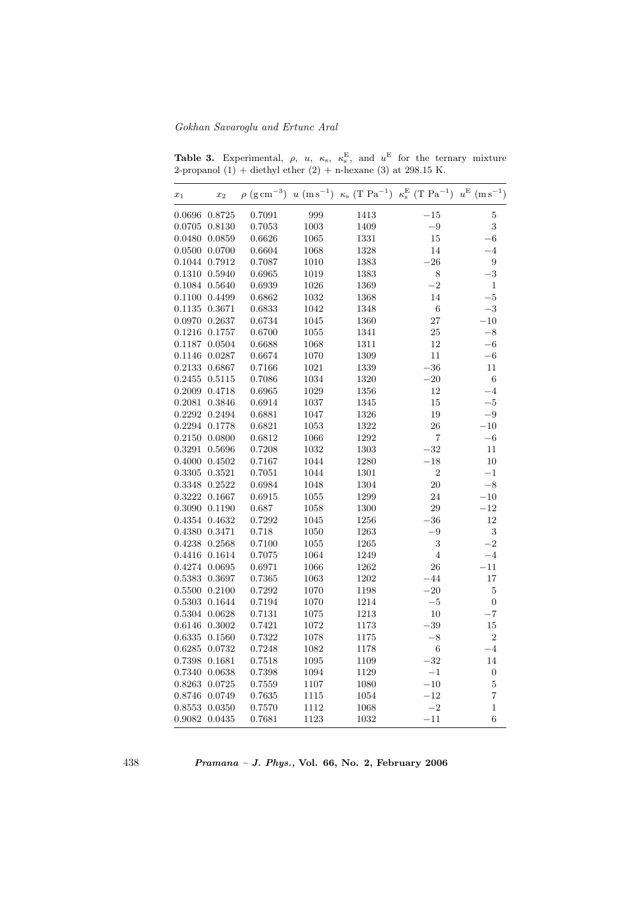**Table 3.** Experimental, $\rho$, $u$, $\kappa_s$, $\kappa_s^E$, and $u^E$ for the ternary mixture 2-propanol (1) + diethyl ether (2) + n-hexane (3) at 298.15 K.

| $x_1$ | $x_2$ | $\rho$ (g cm$^{-3}$) | $u$ (m s$^{-1}$) | $\kappa_s$ (T Pa$^{-1}$) | $\kappa_s^E$ (T Pa$^{-1}$) | $u^E$ (m s$^{-1}$) |
|---|---|---|---|---|---|---|
| 0.0696 | 0.8725 | 0.7091 | 999 | 1413 | −15 | 5 |
| 0.0705 | 0.8130 | 0.7053 | 1003 | 1409 | −9 | 3 |
| 0.0480 | 0.0859 | 0.6626 | 1065 | 1331 | 15 | −6 |
| 0.0500 | 0.0700 | 0.6604 | 1068 | 1328 | 14 | −4 |
| 0.1044 | 0.7912 | 0.7087 | 1010 | 1383 | −26 | 9 |
| 0.1310 | 0.5940 | 0.6965 | 1019 | 1383 | 8 | −3 |
| 0.1084 | 0.5640 | 0.6939 | 1026 | 1369 | −2 | 1 |
| 0.1100 | 0.4499 | 0.6862 | 1032 | 1368 | 14 | −5 |
| 0.1135 | 0.3671 | 0.6833 | 1042 | 1348 | 6 | −3 |
| 0.0970 | 0.2637 | 0.6734 | 1045 | 1360 | 27 | −10 |
| 0.1216 | 0.1757 | 0.6700 | 1055 | 1341 | 25 | −8 |
| 0.1187 | 0.0504 | 0.6688 | 1068 | 1311 | 12 | −6 |
| 0.1146 | 0.0287 | 0.6674 | 1070 | 1309 | 11 | −6 |
| 0.2133 | 0.6867 | 0.7166 | 1021 | 1339 | −36 | 11 |
| 0.2455 | 0.5115 | 0.7086 | 1034 | 1320 | −20 | 6 |
| 0.2009 | 0.4718 | 0.6965 | 1029 | 1356 | 12 | −4 |
| 0.2081 | 0.3846 | 0.6914 | 1037 | 1345 | 15 | −5 |
| 0.2292 | 0.2494 | 0.6881 | 1047 | 1326 | 19 | −9 |
| 0.2294 | 0.1778 | 0.6821 | 1053 | 1322 | 26 | −10 |
| 0.2150 | 0.0800 | 0.6812 | 1066 | 1292 | 7 | −6 |
| 0.3291 | 0.5696 | 0.7208 | 1032 | 1303 | −32 | 11 |
| 0.4000 | 0.4502 | 0.7167 | 1044 | 1280 | −18 | 10 |
| 0.3305 | 0.3521 | 0.7051 | 1044 | 1301 | 2 | −1 |
| 0.3348 | 0.2522 | 0.6984 | 1048 | 1304 | 20 | −8 |
| 0.3222 | 0.1667 | 0.6915 | 1055 | 1299 | 24 | −10 |
| 0.3090 | 0.1190 | 0.687 | 1058 | 1300 | 29 | −12 |
| 0.4354 | 0.4632 | 0.7292 | 1045 | 1256 | −36 | 12 |
| 0.4380 | 0.3471 | 0.718 | 1050 | 1263 | −9 | 3 |
| 0.4238 | 0.2568 | 0.7100 | 1055 | 1265 | 3 | −2 |
| 0.4416 | 0.1614 | 0.7075 | 1064 | 1249 | 4 | −4 |
| 0.4274 | 0.0695 | 0.6971 | 1066 | 1262 | 26 | −11 |
| 0.5383 | 0.3697 | 0.7365 | 1063 | 1202 | −44 | 17 |
| 0.5500 | 0.2100 | 0.7292 | 1070 | 1198 | −20 | 5 |
| 0.5303 | 0.1644 | 0.7194 | 1070 | 1214 | −5 | 0 |
| 0.5304 | 0.0628 | 0.7131 | 1075 | 1213 | 10 | −7 |
| 0.6146 | 0.3002 | 0.7421 | 1072 | 1173 | −39 | 15 |
| 0.6335 | 0.1560 | 0.7322 | 1078 | 1175 | −8 | 2 |
| 0.6285 | 0.0732 | 0.7248 | 1082 | 1178 | 6 | −4 |
| 0.7398 | 0.1681 | 0.7518 | 1095 | 1109 | −32 | 14 |
| 0.7340 | 0.0638 | 0.7398 | 1094 | 1129 | −1 | 0 |
| 0.8263 | 0.0725 | 0.7559 | 1107 | 1080 | −10 | 5 |
| 0.8746 | 0.0749 | 0.7635 | 1115 | 1054 | −12 | 7 |
| 0.8553 | 0.0350 | 0.7570 | 1112 | 1068 | −2 | 1 |
| 0.9082 | 0.0435 | 0.7681 | 1123 | 1032 | −11 | 6 |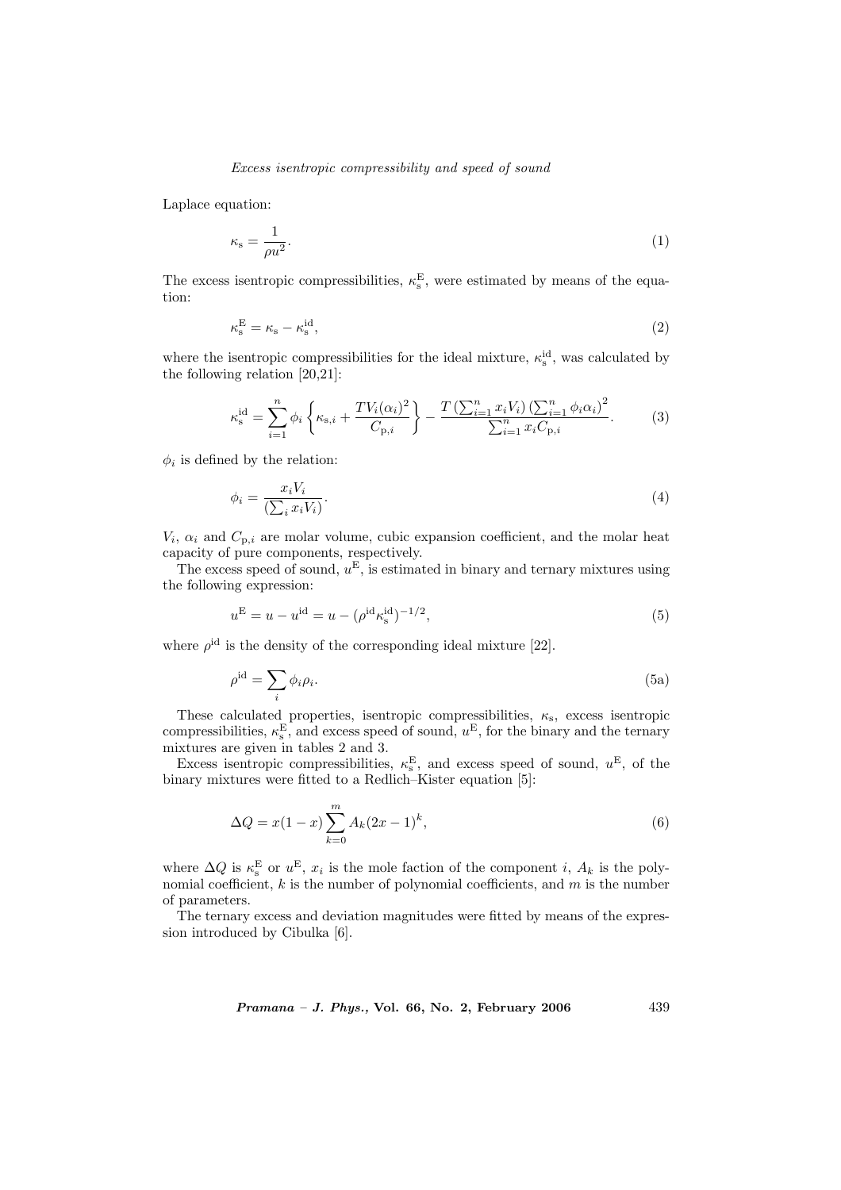Laplace equation:

$$\kappa_{\mathrm{s}} = \frac{1}{\rho u^2}. \tag{1}$$

The excess isentropic compressibilities, $\kappa_{\mathrm{s}}^{\mathrm{E}}$, were estimated by means of the equation:

$$\kappa_{\mathrm{s}}^{\mathrm{E}} = \kappa_{\mathrm{s}} - \kappa_{\mathrm{s}}^{\mathrm{id}}, \tag{2}$$

where the isentropic compressibilities for the ideal mixture, $\kappa_{\mathrm{s}}^{\mathrm{id}}$, was calculated by the following relation [20,21]:

$$\kappa_{\mathrm{s}}^{\mathrm{id}} = \sum_{i=1}^{n} \phi_i \left\{ \kappa_{\mathrm{s},i} + \frac{TV_i(\alpha_i)^2}{C_{\mathrm{p},i}} \right\} - \frac{T\left(\sum_{i=1}^{n} x_i V_i\right)\left(\sum_{i=1}^{n} \phi_i \alpha_i\right)^2}{\sum_{i=1}^{n} x_i C_{\mathrm{p},i}}. \tag{3}$$

$\phi_i$ is defined by the relation:

$$\phi_i = \frac{x_i V_i}{\left(\sum_i x_i V_i\right)}. \tag{4}$$

$V_i$, $\alpha_i$ and $C_{\mathrm{p},i}$ are molar volume, cubic expansion coefficient, and the molar heat capacity of pure components, respectively.

The excess speed of sound, $u^{\mathrm{E}}$, is estimated in binary and ternary mixtures using the following expression:

$$u^{\mathrm{E}} = u - u^{\mathrm{id}} = u - (\rho^{\mathrm{id}} \kappa_{\mathrm{s}}^{\mathrm{id}})^{-1/2}, \tag{5}$$

where $\rho^{\mathrm{id}}$ is the density of the corresponding ideal mixture [22].

$$\rho^{\mathrm{id}} = \sum_i \phi_i \rho_i. \tag{5a}$$

These calculated properties, isentropic compressibilities, $\kappa_{\mathrm{s}}$, excess isentropic compressibilities, $\kappa_{\mathrm{s}}^{\mathrm{E}}$, and excess speed of sound, $u^{\mathrm{E}}$, for the binary and the ternary mixtures are given in tables 2 and 3.

Excess isentropic compressibilities, $\kappa_{\mathrm{s}}^{\mathrm{E}}$, and excess speed of sound, $u^{\mathrm{E}}$, of the binary mixtures were fitted to a Redlich–Kister equation [5]:

$$\Delta Q = x(1-x) \sum_{k=0}^{m} A_k (2x-1)^k, \tag{6}$$

where $\Delta Q$ is $\kappa_{\mathrm{s}}^{\mathrm{E}}$ or $u^{\mathrm{E}}$, $x_i$ is the mole faction of the component $i$, $A_k$ is the polynomial coefficient, $k$ is the number of polynomial coefficients, and $m$ is the number of parameters.

The ternary excess and deviation magnitudes were fitted by means of the expression introduced by Cibulka [6].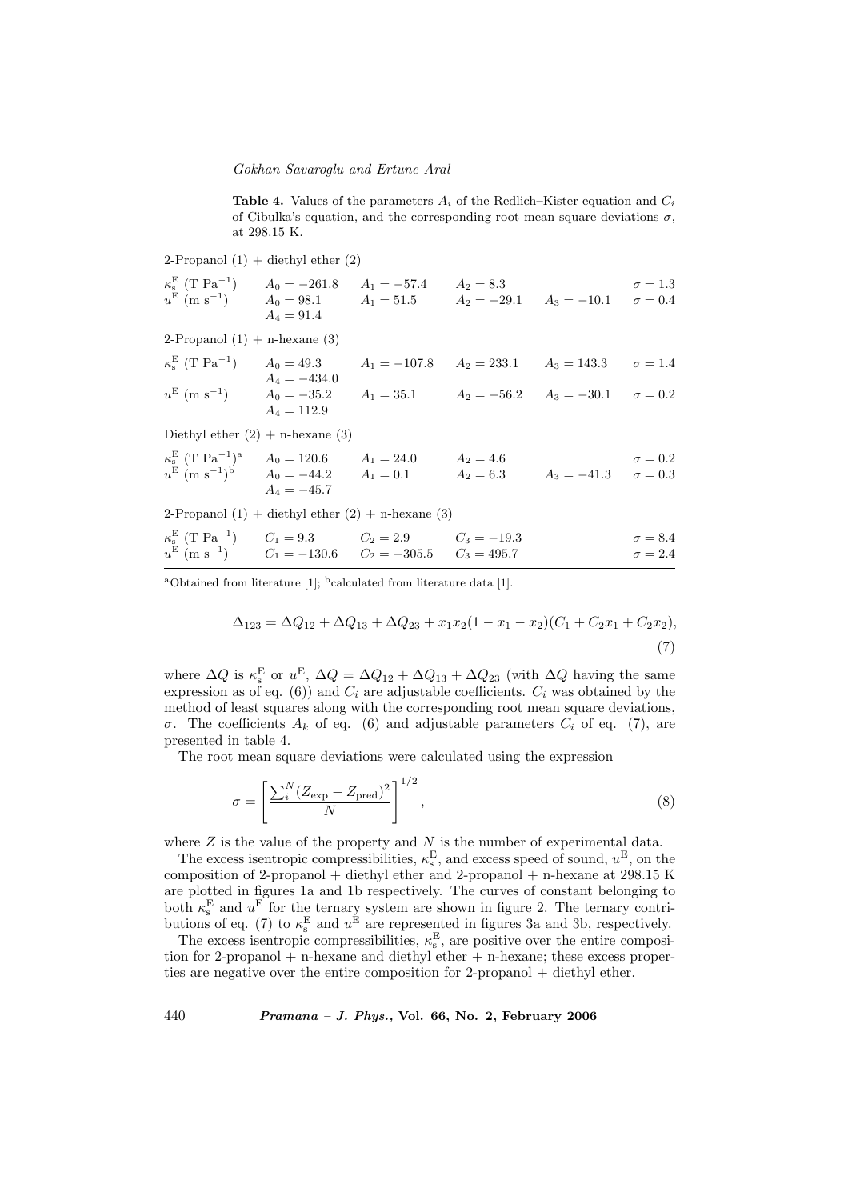**Table 4.** Values of the parameters $A_i$ of the Redlich–Kister equation and $C_i$ of Cibulka's equation, and the corresponding root mean square deviations $\sigma$, at 298.15 K.

| | | | | | |
|---|---|---|---|---|---|
| 2-Propanol (1) + diethyl ether (2) | | | | | |
| $\kappa_s^E$ (T Pa$^{-1}$) | $A_0 = -261.8$ | $A_1 = -57.4$ | $A_2 = 8.3$ | | $\sigma = 1.3$ |
| $u^E$ (m s$^{-1}$) | $A_0 = 98.1$ | $A_1 = 51.5$ | $A_2 = -29.1$ | $A_3 = -10.1$ | $\sigma = 0.4$ |
| | $A_4 = 91.4$ | | | | |
| 2-Propanol (1) + n-hexane (3) | | | | | |
| $\kappa_s^E$ (T Pa$^{-1}$) | $A_0 = 49.3$ | $A_1 = -107.8$ | $A_2 = 233.1$ | $A_3 = 143.3$ | $\sigma = 1.4$ |
| | $A_4 = -434.0$ | | | | |
| $u^E$ (m s$^{-1}$) | $A_0 = -35.2$ | $A_1 = 35.1$ | $A_2 = -56.2$ | $A_3 = -30.1$ | $\sigma = 0.2$ |
| | $A_4 = 112.9$ | | | | |
| Diethyl ether (2) + n-hexane (3) | | | | | |
| $\kappa_s^E$ (T Pa$^{-1}$)[a] | $A_0 = 120.6$ | $A_1 = 24.0$ | $A_2 = 4.6$ | | $\sigma = 0.2$ |
| $u^E$ (m s$^{-1}$)[b] | $A_0 = -44.2$ | $A_1 = 0.1$ | $A_2 = 6.3$ | $A_3 = -41.3$ | $\sigma = 0.3$ |
| | $A_4 = -45.7$ | | | | |
| 2-Propanol (1) + diethyl ether (2) + n-hexane (3) | | | | | |
| $\kappa_s^E$ (T Pa$^{-1}$) | $C_1 = 9.3$ | $C_2 = 2.9$ | $C_3 = -19.3$ | | $\sigma = 8.4$ |
| $u^E$ (m s$^{-1}$) | $C_1 = -130.6$ | $C_2 = -305.5$ | $C_3 = 495.7$ | | $\sigma = 2.4$ |

[a]Obtained from literature [1]; [b]calculated from literature data [1].

$$\Delta_{123} = \Delta Q_{12} + \Delta Q_{13} + \Delta Q_{23} + x_1 x_2 (1 - x_1 - x_2)(C_1 + C_2 x_1 + C_2 x_2), \tag{7}$$

where $\Delta Q$ is $\kappa_s^E$ or $u^E$, $\Delta Q = \Delta Q_{12} + \Delta Q_{13} + \Delta Q_{23}$ (with $\Delta Q$ having the same expression as of eq. (6)) and $C_i$ are adjustable coefficients. $C_i$ was obtained by the method of least squares along with the corresponding root mean square deviations, $\sigma$. The coefficients $A_k$ of eq. (6) and adjustable parameters $C_i$ of eq. (7), are presented in table 4.

The root mean square deviations were calculated using the expression

$$\sigma = \left[ \frac{\sum_i^N (Z_{\text{exp}} - Z_{\text{pred}})^2}{N} \right]^{1/2}, \tag{8}$$

where $Z$ is the value of the property and $N$ is the number of experimental data.

The excess isentropic compressibilities, $\kappa_s^E$, and excess speed of sound, $u^E$, on the composition of 2-propanol + diethyl ether and 2-propanol + n-hexane at 298.15 K are plotted in figures 1a and 1b respectively. The curves of constant belonging to both $\kappa_s^E$ and $u^E$ for the ternary system are shown in figure 2. The ternary contributions of eq. (7) to $\kappa_s^E$ and $u^E$ are represented in figures 3a and 3b, respectively.

The excess isentropic compressibilities, $\kappa_s^E$, are positive over the entire composition for 2-propanol + n-hexane and diethyl ether + n-hexane; these excess properties are negative over the entire composition for 2-propanol + diethyl ether.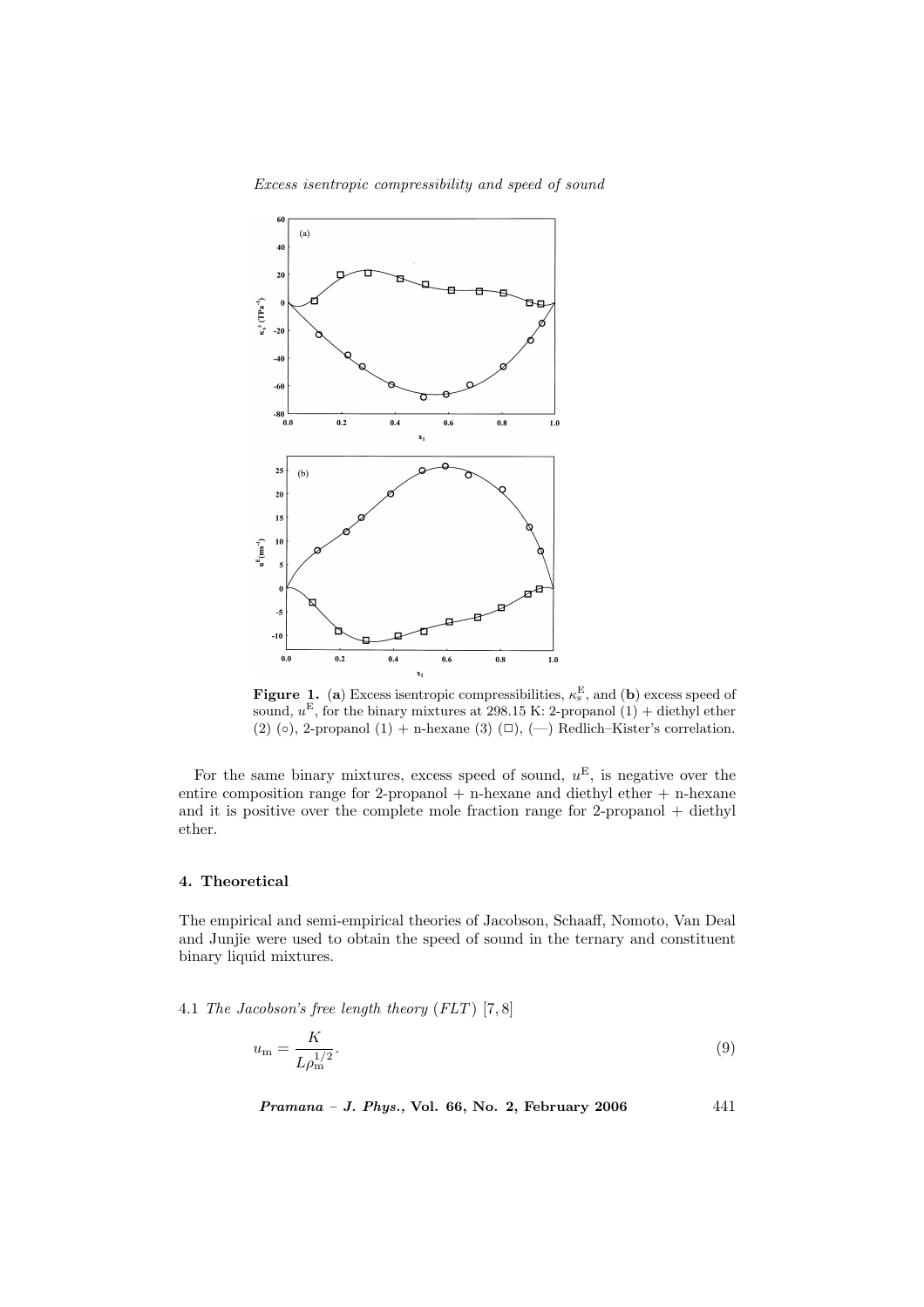**Figure 1.** (**a**) Excess isentropic compressibilities, $\kappa_s^E$, and (**b**) excess speed of sound, $u^E$, for the binary mixtures at 298.15 K: 2-propanol (1) + diethyl ether (2) (○), 2-propanol (1) + n-hexane (3) (□), (—) Redlich–Kister's correlation.

For the same binary mixtures, excess speed of sound, $u^E$, is negative over the entire composition range for 2-propanol + n-hexane and diethyl ether + n-hexane and it is positive over the complete mole fraction range for 2-propanol + diethyl ether.

## 4. Theoretical

The empirical and semi-empirical theories of Jacobson, Schaaff, Nomoto, Van Deal and Junjie were used to obtain the speed of sound in the ternary and constituent binary liquid mixtures.

### 4.1 *The Jacobson's free length theory (FLT)* [7, 8]

$$u_m = \frac{K}{L\rho_m^{1/2}}. \tag{9}$$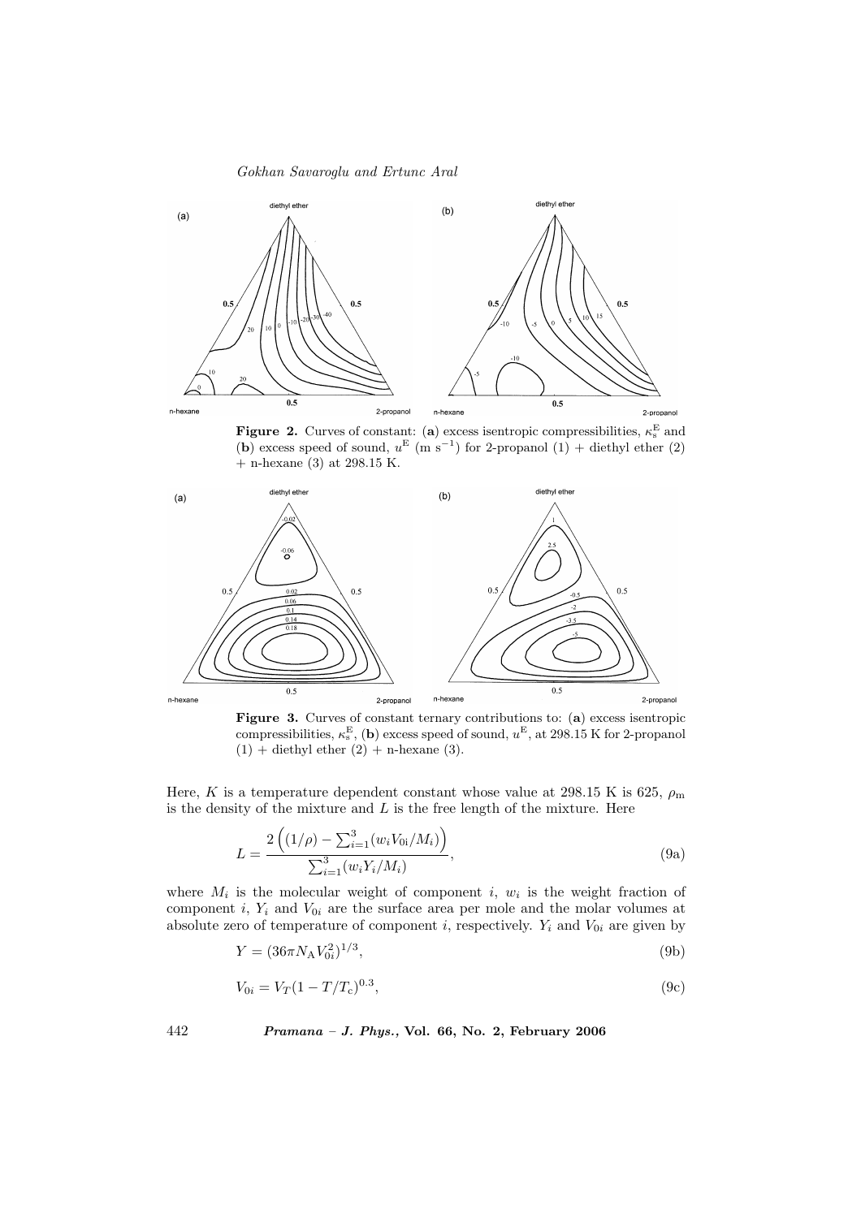**Figure 2.** Curves of constant: (**a**) excess isentropic compressibilities, $\kappa_s^E$ and (**b**) excess speed of sound, $u^E$ (m s$^{-1}$) for 2-propanol (1) + diethyl ether (2) + n-hexane (3) at 298.15 K.

**Figure 3.** Curves of constant ternary contributions to: (**a**) excess isentropic compressibilities, $\kappa_s^E$, (**b**) excess speed of sound, $u^E$, at 298.15 K for 2-propanol (1) + diethyl ether (2) + n-hexane (3).

Here, $K$ is a temperature dependent constant whose value at 298.15 K is 625, $\rho_m$ is the density of the mixture and $L$ is the free length of the mixture. Here

$$L = \frac{2\left((1/\rho) - \sum_{i=1}^{3}(w_i V_{0i}/M_i)\right)}{\sum_{i=1}^{3}(w_i Y_i/M_i)}, \tag{9a}$$

where $M_i$ is the molecular weight of component $i$, $w_i$ is the weight fraction of component $i$, $Y_i$ and $V_{0i}$ are the surface area per mole and the molar volumes at absolute zero of temperature of component $i$, respectively. $Y_i$ and $V_{0i}$ are given by

$$Y = (36\pi N_A V_{0i}^2)^{1/3}, \tag{9b}$$

$$V_{0i} = V_T(1 - T/T_c)^{0.3}, \tag{9c}$$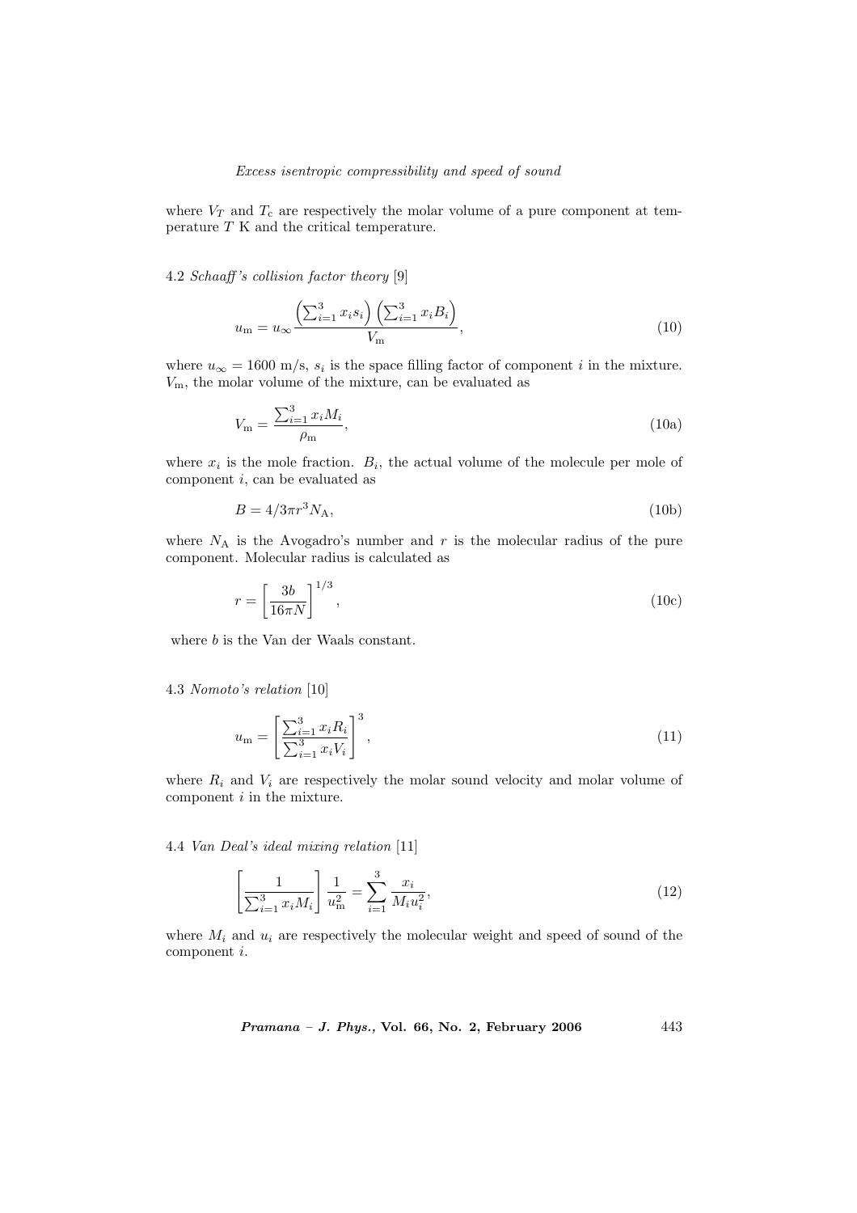where $V_T$ and $T_c$ are respectively the molar volume of a pure component at temperature $T$ K and the critical temperature.

### 4.2 *Schaaff's collision factor theory* [9]

$$u_m = u_\infty \frac{\left(\sum_{i=1}^{3} x_i s_i\right)\left(\sum_{i=1}^{3} x_i B_i\right)}{V_m}, \tag{10}$$

where $u_\infty = 1600$ m/s, $s_i$ is the space filling factor of component $i$ in the mixture. $V_m$, the molar volume of the mixture, can be evaluated as

$$V_m = \frac{\sum_{i=1}^{3} x_i M_i}{\rho_m}, \tag{10a}$$

where $x_i$ is the mole fraction. $B_i$, the actual volume of the molecule per mole of component $i$, can be evaluated as

$$B = 4/3\pi r^3 N_A, \tag{10b}$$

where $N_A$ is the Avogadro's number and $r$ is the molecular radius of the pure component. Molecular radius is calculated as

$$r = \left[\frac{3b}{16\pi N}\right]^{1/3}, \tag{10c}$$

where $b$ is the Van der Waals constant.

### 4.3 *Nomoto's relation* [10]

$$u_m = \left[\frac{\sum_{i=1}^{3} x_i R_i}{\sum_{i=1}^{3} x_i V_i}\right]^3, \tag{11}$$

where $R_i$ and $V_i$ are respectively the molar sound velocity and molar volume of component $i$ in the mixture.

### 4.4 *Van Deal's ideal mixing relation* [11]

$$\left[\frac{1}{\sum_{i=1}^{3} x_i M_i}\right] \frac{1}{u_m^2} = \sum_{i=1}^{3} \frac{x_i}{M_i u_i^2}, \tag{12}$$

where $M_i$ and $u_i$ are respectively the molecular weight and speed of sound of the component $i$.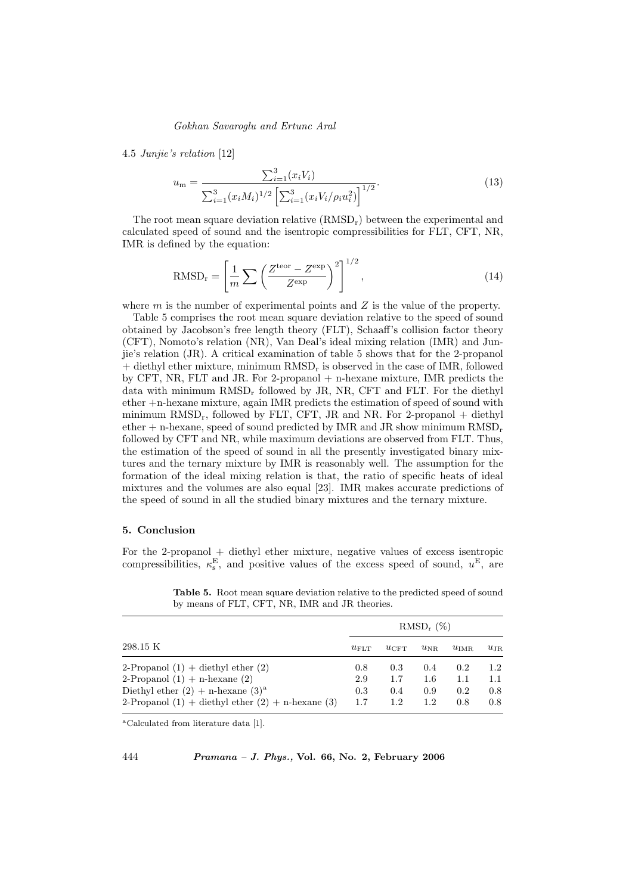4.5 *Junjie's relation* [12]

$$u_{\mathrm{m}} = \frac{\sum_{i=1}^{3}(x_i V_i)}{\sum_{i=1}^{3}(x_i M_i)^{1/2}\left[\sum_{i=1}^{3}(x_i V_i/\rho_i u_i^2)\right]^{1/2}}. \tag{13}$$

The root mean square deviation relative ($\mathrm{RMSD_r}$) between the experimental and calculated speed of sound and the isentropic compressibilities for FLT, CFT, NR, IMR is defined by the equation:

$$\mathrm{RMSD_r} = \left[\frac{1}{m}\sum\left(\frac{Z^{\mathrm{teor}} - Z^{\mathrm{exp}}}{Z^{\mathrm{exp}}}\right)^2\right]^{1/2}, \tag{14}$$

where $m$ is the number of experimental points and $Z$ is the value of the property.

Table 5 comprises the root mean square deviation relative to the speed of sound obtained by Jacobson's free length theory (FLT), Schaaff's collision factor theory (CFT), Nomoto's relation (NR), Van Deal's ideal mixing relation (IMR) and Junjie's relation (JR). A critical examination of table 5 shows that for the 2-propanol + diethyl ether mixture, minimum $\mathrm{RMSD_r}$ is observed in the case of IMR, followed by CFT, NR, FLT and JR. For 2-propanol + n-hexane mixture, IMR predicts the data with minimum $\mathrm{RMSD_r}$ followed by JR, NR, CFT and FLT. For the diethyl ether +n-hexane mixture, again IMR predicts the estimation of speed of sound with minimum $\mathrm{RMSD_r}$, followed by FLT, CFT, JR and NR. For 2-propanol + diethyl ether + n-hexane, speed of sound predicted by IMR and JR show minimum $\mathrm{RMSD_r}$ followed by CFT and NR, while maximum deviations are observed from FLT. Thus, the estimation of the speed of sound in all the presently investigated binary mixtures and the ternary mixture by IMR is reasonably well. The assumption for the formation of the ideal mixing relation is that, the ratio of specific heats of ideal mixtures and the volumes are also equal [23]. IMR makes accurate predictions of the speed of sound in all the studied binary mixtures and the ternary mixture.

## 5. Conclusion

For the 2-propanol + diethyl ether mixture, negative values of excess isentropic compressibilities, $\kappa_{\mathrm{s}}^{\mathrm{E}}$, and positive values of the excess speed of sound, $u^{\mathrm{E}}$, are

**Table 5.** Root mean square deviation relative to the predicted speed of sound by means of FLT, CFT, NR, IMR and JR theories.

| | $\mathrm{RMSD_r}$ (%) | | | | |
|---|---|---|---|---|---|
| 298.15 K | $u_{\mathrm{FLT}}$ | $u_{\mathrm{CFT}}$ | $u_{\mathrm{NR}}$ | $u_{\mathrm{IMR}}$ | $u_{\mathrm{JR}}$ |
| 2-Propanol (1) + diethyl ether (2) | 0.8 | 0.3 | 0.4 | 0.2 | 1.2 |
| 2-Propanol (1) + n-hexane (2) | 2.9 | 1.7 | 1.6 | 1.1 | 1.1 |
| Diethyl ether (2) + n-hexane (3)[a] | 0.3 | 0.4 | 0.9 | 0.2 | 0.8 |
| 2-Propanol (1) + diethyl ether (2) + n-hexane (3) | 1.7 | 1.2 | 1.2 | 0.8 | 0.8 |

[a]Calculated from literature data [1].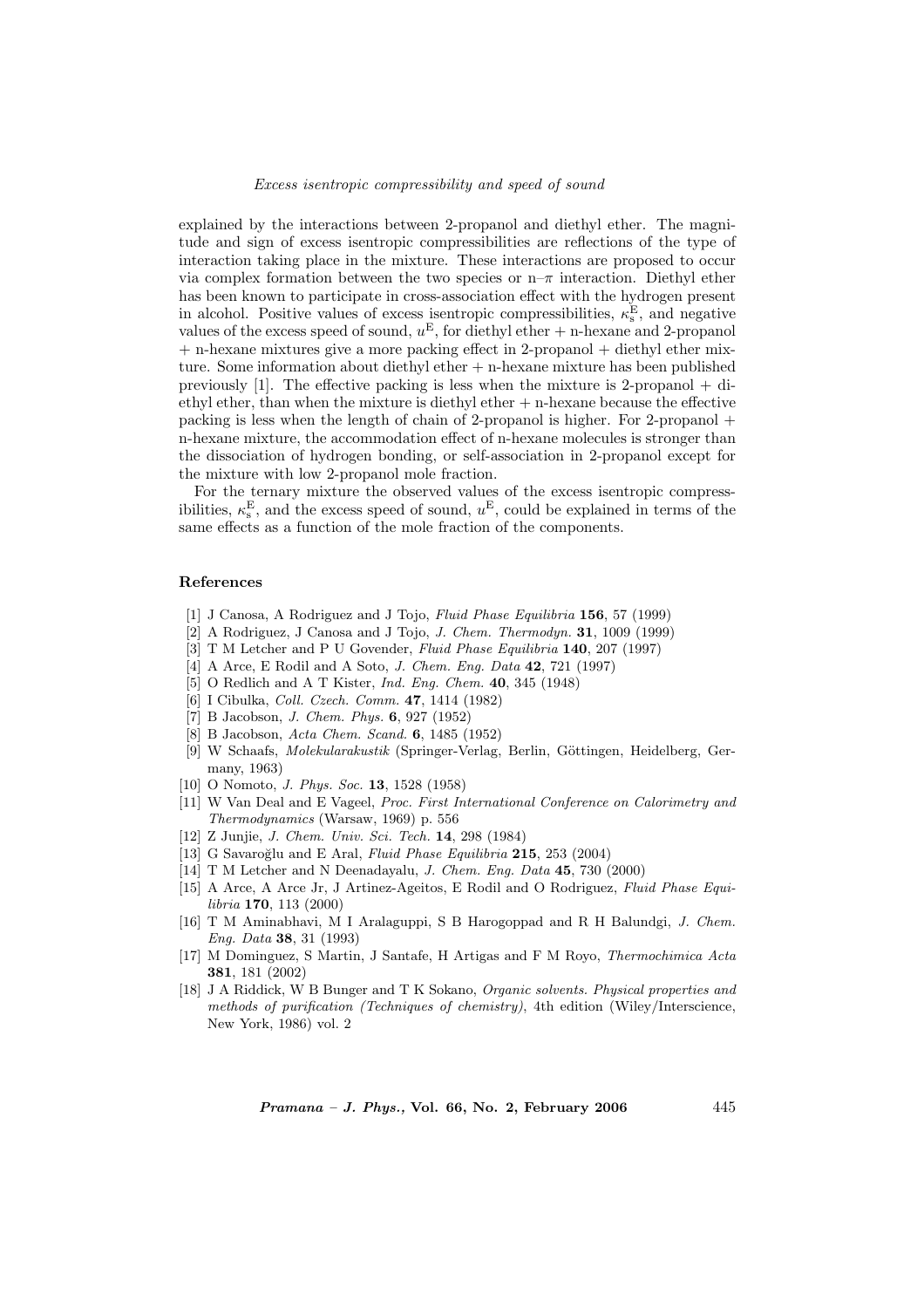explained by the interactions between 2-propanol and diethyl ether. The magnitude and sign of excess isentropic compressibilities are reflections of the type of interaction taking place in the mixture. These interactions are proposed to occur via complex formation between the two species or n–$\pi$ interaction. Diethyl ether has been known to participate in cross-association effect with the hydrogen present in alcohol. Positive values of excess isentropic compressibilities, $\kappa_s^E$, and negative values of the excess speed of sound, $u^E$, for diethyl ether + n-hexane and 2-propanol + n-hexane mixtures give a more packing effect in 2-propanol + diethyl ether mixture. Some information about diethyl ether + n-hexane mixture has been published previously [1]. The effective packing is less when the mixture is 2-propanol + diethyl ether, than when the mixture is diethyl ether + n-hexane because the effective packing is less when the length of chain of 2-propanol is higher. For 2-propanol + n-hexane mixture, the accommodation effect of n-hexane molecules is stronger than the dissociation of hydrogen bonding, or self-association in 2-propanol except for the mixture with low 2-propanol mole fraction.

For the ternary mixture the observed values of the excess isentropic compressibilities, $\kappa_s^E$, and the excess speed of sound, $u^E$, could be explained in terms of the same effects as a function of the mole fraction of the components.

## References

[1] J Canosa, A Rodriguez and J Tojo, *Fluid Phase Equilibria* **156**, 57 (1999)

[2] A Rodriguez, J Canosa and J Tojo, *J. Chem. Thermodyn.* **31**, 1009 (1999)

[3] T M Letcher and P U Govender, *Fluid Phase Equilibria* **140**, 207 (1997)

[4] A Arce, E Rodil and A Soto, *J. Chem. Eng. Data* **42**, 721 (1997)

[5] O Redlich and A T Kister, *Ind. Eng. Chem.* **40**, 345 (1948)

[6] I Cibulka, *Coll. Czech. Comm.* **47**, 1414 (1982)

[7] B Jacobson, *J. Chem. Phys.* **6**, 927 (1952)

[8] B Jacobson, *Acta Chem. Scand.* **6**, 1485 (1952)

[9] W Schaafs, *Molekularakustik* (Springer-Verlag, Berlin, Göttingen, Heidelberg, Germany, 1963)

[10] O Nomoto, *J. Phys. Soc.* **13**, 1528 (1958)

[11] W Van Deal and E Vageel, *Proc. First International Conference on Calorimetry and Thermodynamics* (Warsaw, 1969) p. 556

[12] Z Junjie, *J. Chem. Univ. Sci. Tech.* **14**, 298 (1984)

[13] G Savaroğlu and E Aral, *Fluid Phase Equilibria* **215**, 253 (2004)

[14] T M Letcher and N Deenadayalu, *J. Chem. Eng. Data* **45**, 730 (2000)

[15] A Arce, A Arce Jr, J Artinez-Ageitos, E Rodil and O Rodriguez, *Fluid Phase Equilibria* **170**, 113 (2000)

[16] T M Aminabhavi, M I Aralaguppi, S B Harogoppad and R H Balundgi, *J. Chem. Eng. Data* **38**, 31 (1993)

[17] M Dominguez, S Martin, J Santafe, H Artigas and F M Royo, *Thermochimica Acta* **381**, 181 (2002)

[18] J A Riddick, W B Bunger and T K Sokano, *Organic solvents. Physical properties and methods of purification (Techniques of chemistry)*, 4th edition (Wiley/Interscience, New York, 1986) vol. 2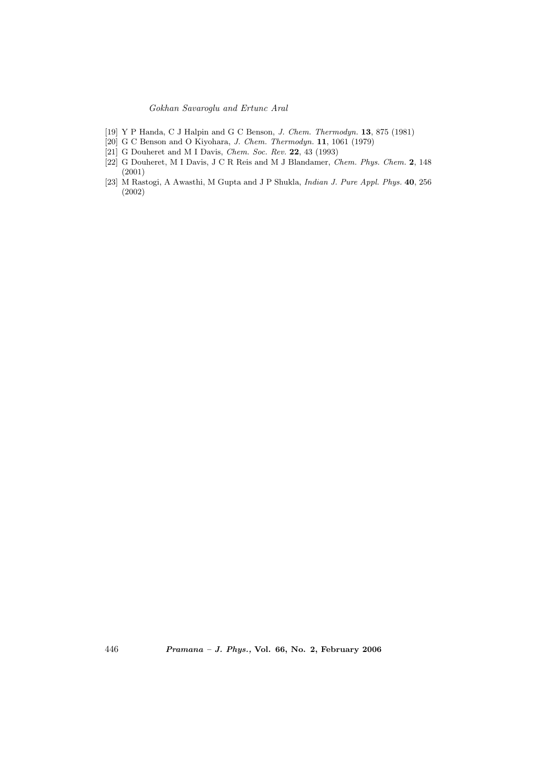[19] Y P Handa, C J Halpin and G C Benson, *J. Chem. Thermodyn.* **13**, 875 (1981)

[20] G C Benson and O Kiyohara, *J. Chem. Thermodyn.* **11**, 1061 (1979)

[21] G Douheret and M I Davis, *Chem. Soc. Rev.* **22**, 43 (1993)

[22] G Douheret, M I Davis, J C R Reis and M J Blandamer, *Chem. Phys. Chem.* **2**, 148 (2001)

[23] M Rastogi, A Awasthi, M Gupta and J P Shukla, *Indian J. Pure Appl. Phys.* **40**, 256 (2002)